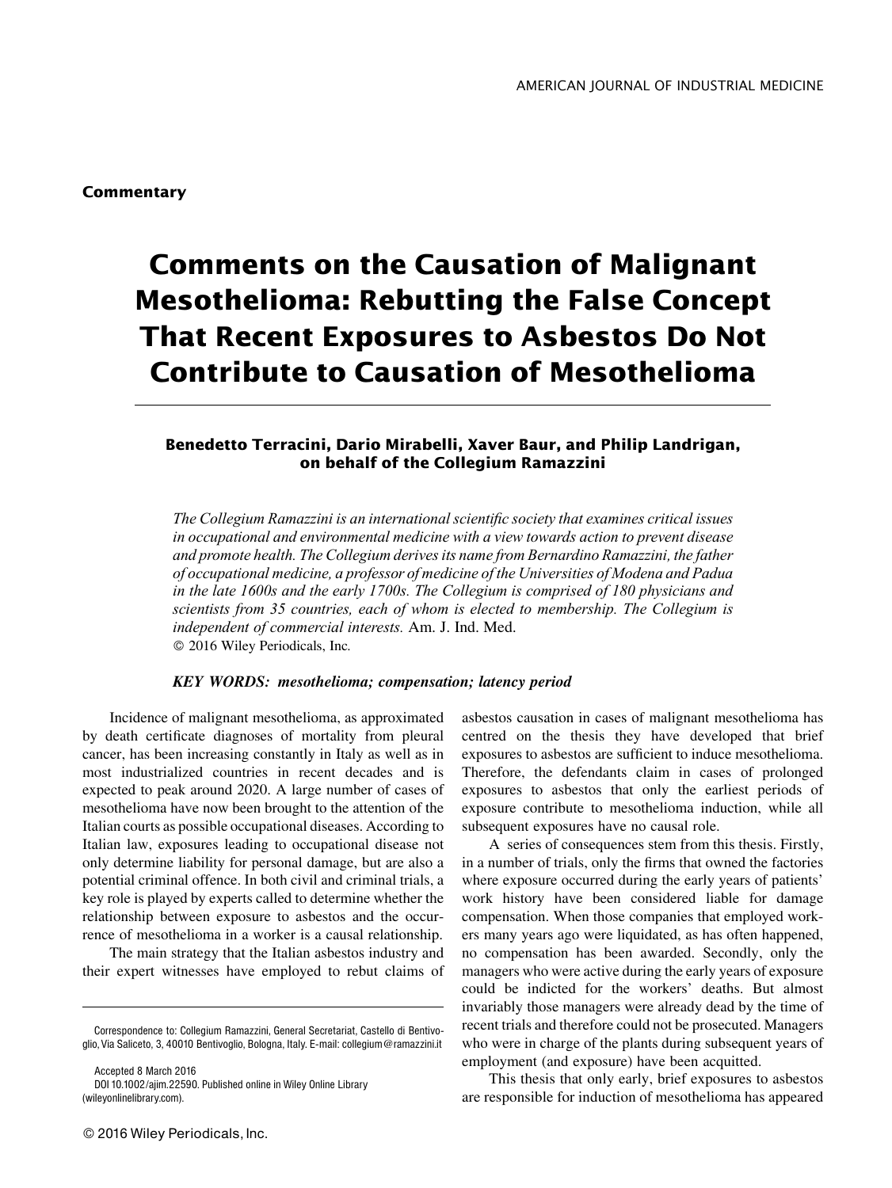**Commentary**

# Comments on the Causation of Malignant Mesothelioma: Rebutting the False Concept That Recent Exposures to Asbestos Do Not Contribute to Causation of Mesothelioma

**Benedetto Terracini, Dario Mirabelli, Xaver Baur, and Philip Landrigan, on behalf of the Collegium Ramazzini**

*The Collegium Ramazzini is an international scientific society that examines critical issues in occupational and environmental medicine with a view towards action to prevent disease and promote health. The Collegium derives its name from Bernardino Ramazzini, the father of occupational medicine, a professor of medicine of the Universities of Modena and Padua in the late 1600s and the early 1700s. The Collegium is comprised of 180 physicians and scientists from 35 countries, each of whom is elected to membership. The Collegium is independent of commercial interests.* Am. J. Ind. Med.
© 2016 Wiley Periodicals, Inc.

***KEY WORDS:** mesothelioma; compensation; latency period*

Incidence of malignant mesothelioma, as approximated by death certificate diagnoses of mortality from pleural cancer, has been increasing constantly in Italy as well as in most industrialized countries in recent decades and is expected to peak around 2020. A large number of cases of mesothelioma have now been brought to the attention of the Italian courts as possible occupational diseases. According to Italian law, exposures leading to occupational disease not only determine liability for personal damage, but are also a potential criminal offence. In both civil and criminal trials, a key role is played by experts called to determine whether the relationship between exposure to asbestos and the occurrence of mesothelioma in a worker is a causal relationship.

The main strategy that the Italian asbestos industry and their expert witnesses have employed to rebut claims of asbestos causation in cases of malignant mesothelioma has centred on the thesis they have developed that brief exposures to asbestos are sufficient to induce mesothelioma. Therefore, the defendants claim in cases of prolonged exposures to asbestos that only the earliest periods of exposure contribute to mesothelioma induction, while all subsequent exposures have no causal role.

A series of consequences stem from this thesis. Firstly, in a number of trials, only the firms that owned the factories where exposure occurred during the early years of patients' work history have been considered liable for damage compensation. When those companies that employed workers many years ago were liquidated, as has often happened, no compensation has been awarded. Secondly, only the managers who were active during the early years of exposure could be indicted for the workers' deaths. But almost invariably those managers were already dead by the time of recent trials and therefore could not be prosecuted. Managers who were in charge of the plants during subsequent years of employment (and exposure) have been acquitted.

This thesis that only early, brief exposures to asbestos are responsible for induction of mesothelioma has appeared

Correspondence to: Collegium Ramazzini, General Secretariat, Castello di Bentivoglio, Via Saliceto, 3, 40010 Bentivoglio, Bologna, Italy. E-mail: collegium@ramazzini.it

Accepted 8 March 2016
DOI 10.1002/ajim.22590. Published online in Wiley Online Library (wileyonlinelibrary.com).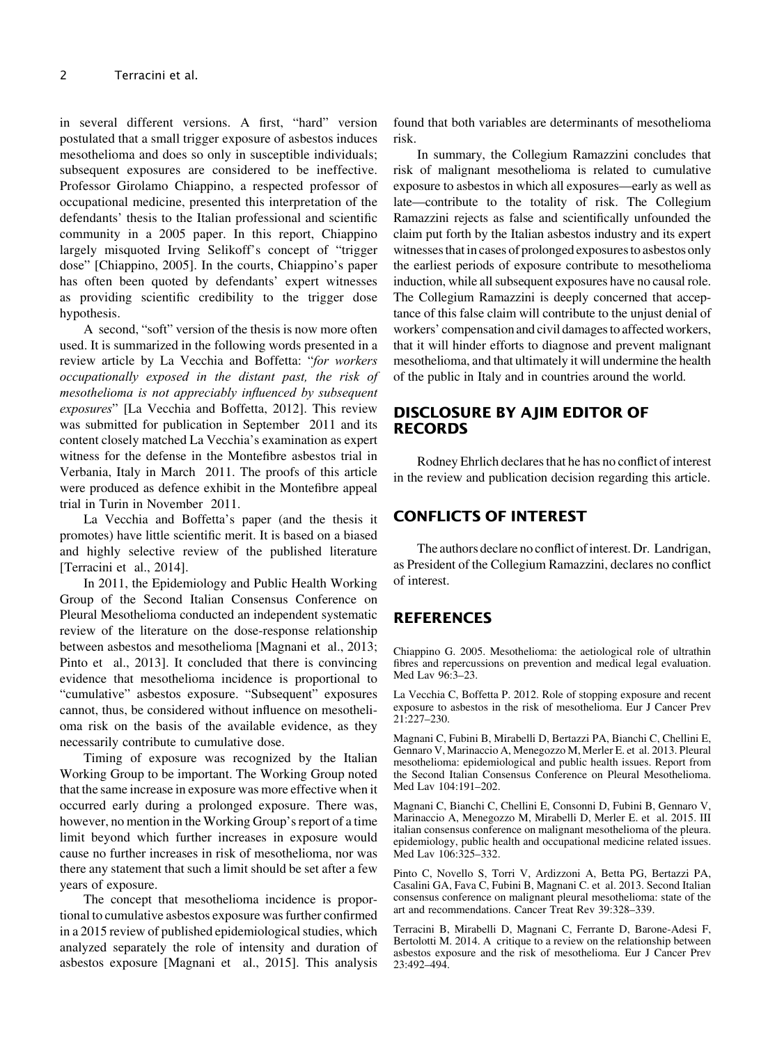in several different versions. A first, "hard" version postulated that a small trigger exposure of asbestos induces mesothelioma and does so only in susceptible individuals; subsequent exposures are considered to be ineffective. Professor Girolamo Chiappino, a respected professor of occupational medicine, presented this interpretation of the defendants' thesis to the Italian professional and scientific community in a 2005 paper. In this report, Chiappino largely misquoted Irving Selikoff's concept of "trigger dose" [Chiappino, 2005]. In the courts, Chiappino's paper has often been quoted by defendants' expert witnesses as providing scientific credibility to the trigger dose hypothesis.

A second, "soft" version of the thesis is now more often used. It is summarized in the following words presented in a review article by La Vecchia and Boffetta: "*for workers occupationally exposed in the distant past, the risk of mesothelioma is not appreciably influenced by subsequent exposures*" [La Vecchia and Boffetta, 2012]. This review was submitted for publication in September 2011 and its content closely matched La Vecchia's examination as expert witness for the defense in the Montefibre asbestos trial in Verbania, Italy in March 2011. The proofs of this article were produced as defence exhibit in the Montefibre appeal trial in Turin in November 2011.

La Vecchia and Boffetta's paper (and the thesis it promotes) have little scientific merit. It is based on a biased and highly selective review of the published literature [Terracini et al., 2014].

In 2011, the Epidemiology and Public Health Working Group of the Second Italian Consensus Conference on Pleural Mesothelioma conducted an independent systematic review of the literature on the dose-response relationship between asbestos and mesothelioma [Magnani et al., 2013; Pinto et al., 2013]. It concluded that there is convincing evidence that mesothelioma incidence is proportional to "cumulative" asbestos exposure. "Subsequent" exposures cannot, thus, be considered without influence on mesothelioma risk on the basis of the available evidence, as they necessarily contribute to cumulative dose.

Timing of exposure was recognized by the Italian Working Group to be important. The Working Group noted that the same increase in exposure was more effective when it occurred early during a prolonged exposure. There was, however, no mention in the Working Group's report of a time limit beyond which further increases in exposure would cause no further increases in risk of mesothelioma, nor was there any statement that such a limit should be set after a few years of exposure.

The concept that mesothelioma incidence is proportional to cumulative asbestos exposure was further confirmed in a 2015 review of published epidemiological studies, which analyzed separately the role of intensity and duration of asbestos exposure [Magnani et al., 2015]. This analysis found that both variables are determinants of mesothelioma risk.

In summary, the Collegium Ramazzini concludes that risk of malignant mesothelioma is related to cumulative exposure to asbestos in which all exposures—early as well as late—contribute to the totality of risk. The Collegium Ramazzini rejects as false and scientifically unfounded the claim put forth by the Italian asbestos industry and its expert witnesses that in cases of prolonged exposures to asbestos only the earliest periods of exposure contribute to mesothelioma induction, while all subsequent exposures have no causal role. The Collegium Ramazzini is deeply concerned that acceptance of this false claim will contribute to the unjust denial of workers' compensation and civil damages to affected workers, that it will hinder efforts to diagnose and prevent malignant mesothelioma, and that ultimately it will undermine the health of the public in Italy and in countries around the world.

## DISCLOSURE BY AJIM EDITOR OF RECORDS

Rodney Ehrlich declares that he has no conflict of interest in the review and publication decision regarding this article.

## CONFLICTS OF INTEREST

The authors declare no conflict of interest. Dr. Landrigan, as President of the Collegium Ramazzini, declares no conflict of interest.

## REFERENCES

Chiappino G. 2005. Mesothelioma: the aetiological role of ultrathin fibres and repercussions on prevention and medical legal evaluation. Med Lav 96:3–23.

La Vecchia C, Boffetta P. 2012. Role of stopping exposure and recent exposure to asbestos in the risk of mesothelioma. Eur J Cancer Prev 21:227–230.

Magnani C, Fubini B, Mirabelli D, Bertazzi PA, Bianchi C, Chellini E, Gennaro V, Marinaccio A, Menegozzo M, Merler E. et al. 2013. Pleural mesothelioma: epidemiological and public health issues. Report from the Second Italian Consensus Conference on Pleural Mesothelioma. Med Lav 104:191–202.

Magnani C, Bianchi C, Chellini E, Consonni D, Fubini B, Gennaro V, Marinaccio A, Menegozzo M, Mirabelli D, Merler E. et al. 2015. III italian consensus conference on malignant mesothelioma of the pleura. epidemiology, public health and occupational medicine related issues. Med Lav 106:325–332.

Pinto C, Novello S, Torri V, Ardizzoni A, Betta PG, Bertazzi PA, Casalini GA, Fava C, Fubini B, Magnani C. et al. 2013. Second Italian consensus conference on malignant pleural mesothelioma: state of the art and recommendations. Cancer Treat Rev 39:328–339.

Terracini B, Mirabelli D, Magnani C, Ferrante D, Barone-Adesi F, Bertolotti M. 2014. A critique to a review on the relationship between asbestos exposure and the risk of mesothelioma. Eur J Cancer Prev 23:492–494.